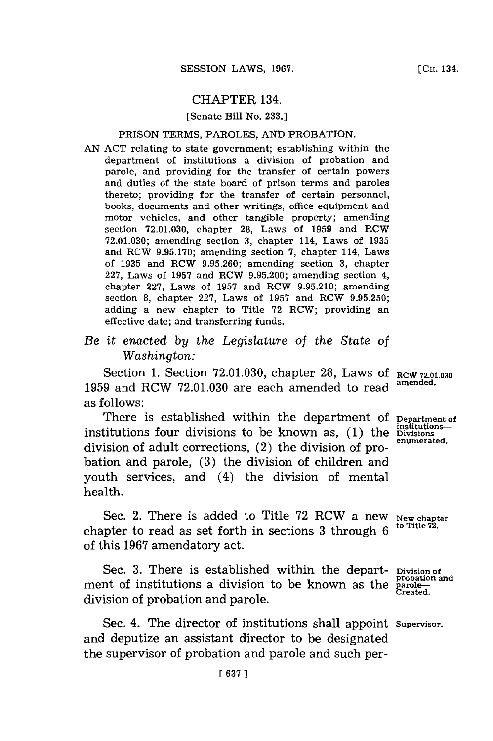# CHAPTER 134.

[Senate Bill No. 233.]

PRISON TERMS, PAROLES, AND PROBATION.

AN ACT relating to state government; establishing within the department of institutions a division of probation and parole, and providing for the transfer of certain powers and duties of the state board of prison terms and paroles thereto; providing for the transfer of certain personnel, books, documents and other writings, office equipment and motor vehicles, and other tangible property; amending section 72.01.030, chapter 28, Laws of 1959 and RCW 72.01.030; amending section 3, chapter 114, Laws of 1935 and RCW 9.95.170; amending section 7, chapter 114, Laws of 1935 and RCW 9.95.260; amending section 3, chapter 227, Laws of 1957 and RCW 9.95.200; amending section 4, chapter 227, Laws of 1957 and RCW 9.95.210; amending section 8, chapter 227, Laws of 1957 and RCW 9.95.250; adding a new chapter to Title 72 RCW; providing an effective date; and transferring funds.

*Be it enacted by the Legislature of the State of Washington:*

**RCW 72.01.030 amended.**

Section 1. Section 72.01.030, chapter 28, Laws of 1959 and RCW 72.01.030 are each amended to read as follows:

**Department of institutions—Divisions enumerated.**

There is established within the department of institutions four divisions to be known as, (1) the division of adult corrections, (2) the division of probation and parole, (3) the division of children and youth services, and (4) the division of mental health.

**New chapter to Title 72.**

Sec. 2. There is added to Title 72 RCW a new chapter to read as set forth in sections 3 through 6 of this 1967 amendatory act.

**Division of probation and parole—Created.**

Sec. 3. There is established within the department of institutions a division to be known as the division of probation and parole.

**Supervisor.**

Sec. 4. The director of institutions shall appoint and deputize an assistant director to be designated the supervisor of probation and parole and such per-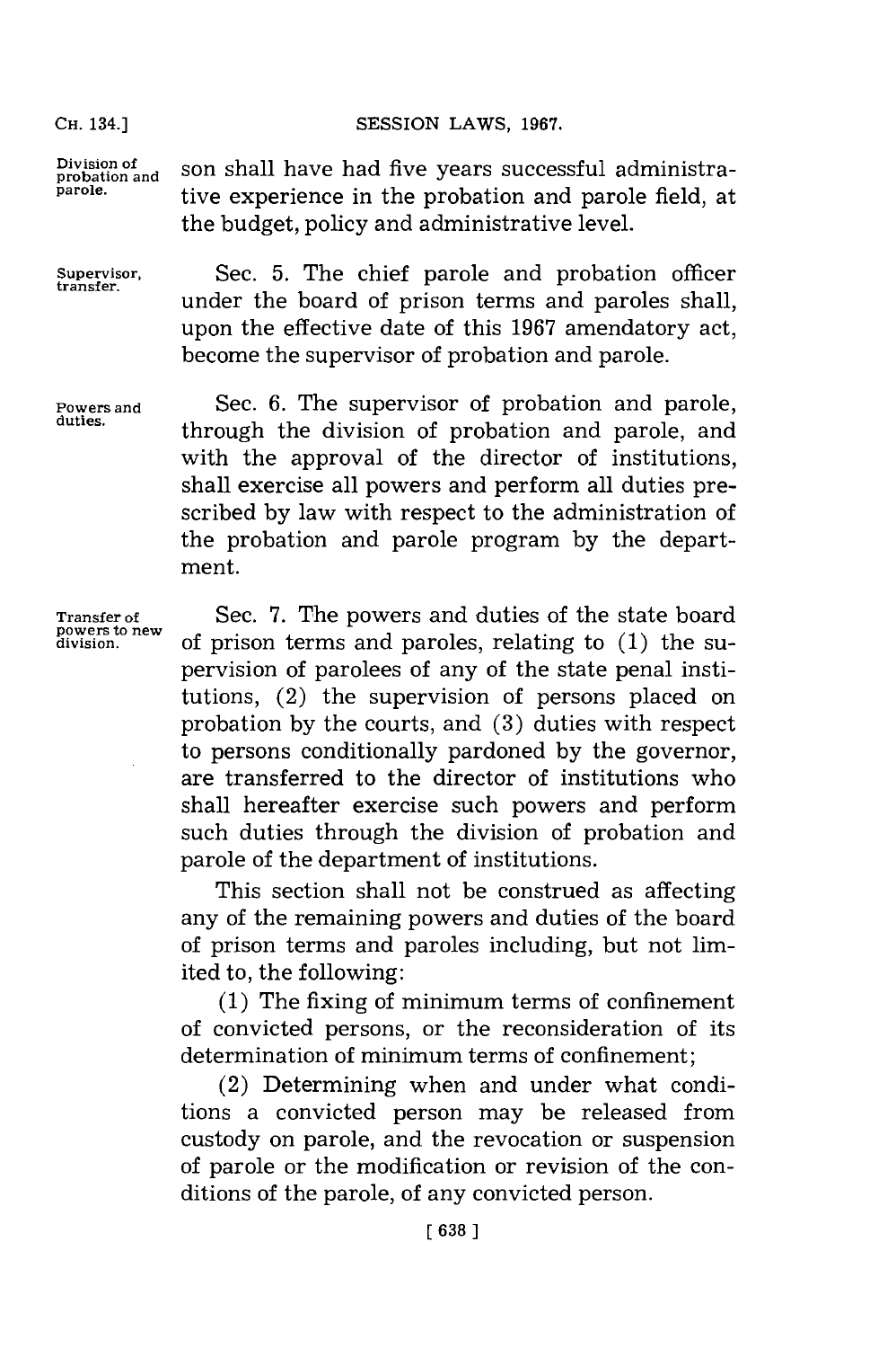son shall have had five years successful administrative experience in the probation and parole field, at the budget, policy and administrative level.

Supervisor, transfer.

Sec. 5. The chief parole and probation officer under the board of prison terms and paroles shall, upon the effective date of this 1967 amendatory act, become the supervisor of probation and parole.

Powers and duties.

Sec. 6. The supervisor of probation and parole, through the division of probation and parole, and with the approval of the director of institutions, shall exercise all powers and perform all duties prescribed by law with respect to the administration of the probation and parole program by the department.

Transfer of powers to new division.

Sec. 7. The powers and duties of the state board of prison terms and paroles, relating to (1) the supervision of parolees of any of the state penal institutions, (2) the supervision of persons placed on probation by the courts, and (3) duties with respect to persons conditionally pardoned by the governor, are transferred to the director of institutions who shall hereafter exercise such powers and perform such duties through the division of probation and parole of the department of institutions.

This section shall not be construed as affecting any of the remaining powers and duties of the board of prison terms and paroles including, but not limited to, the following:

(1) The fixing of minimum terms of confinement of convicted persons, or the reconsideration of its determination of minimum terms of confinement;

(2) Determining when and under what conditions a convicted person may be released from custody on parole, and the revocation or suspension of parole or the modification or revision of the conditions of the parole, of any convicted person.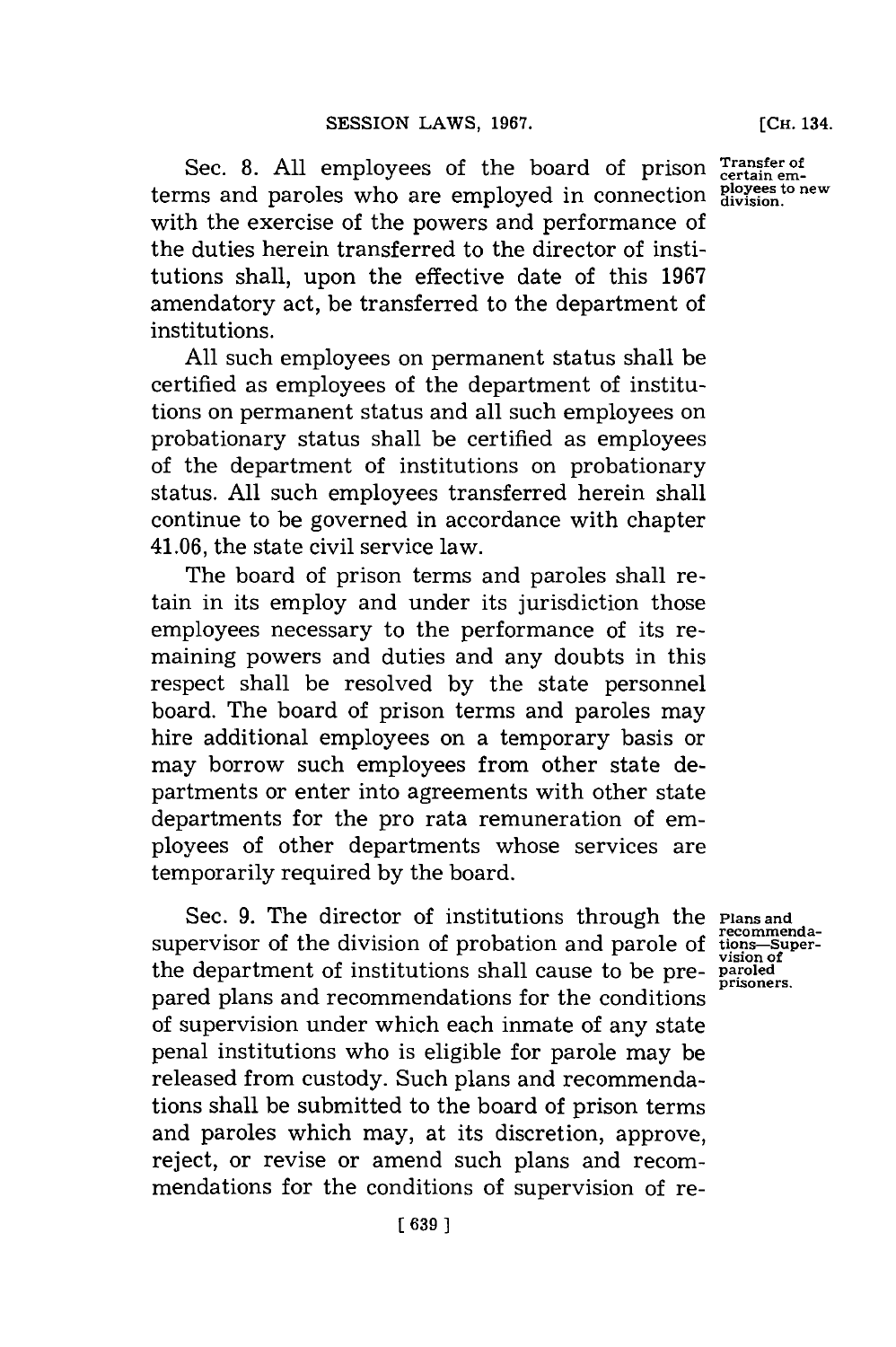Sec. 8. All employees of the board of prison terms and paroles who are employed in connection with the exercise of the powers and performance of the duties herein transferred to the director of institutions shall, upon the effective date of this 1967 amendatory act, be transferred to the department of institutions.

Transfer of certain employees to new division.

All such employees on permanent status shall be certified as employees of the department of institutions on permanent status and all such employees on probationary status shall be certified as employees of the department of institutions on probationary status. All such employees transferred herein shall continue to be governed in accordance with chapter 41.06, the state civil service law.

The board of prison terms and paroles shall retain in its employ and under its jurisdiction those employees necessary to the performance of its remaining powers and duties and any doubts in this respect shall be resolved by the state personnel board. The board of prison terms and paroles may hire additional employees on a temporary basis or may borrow such employees from other state departments or enter into agreements with other state departments for the pro rata remuneration of employees of other departments whose services are temporarily required by the board.

Sec. 9. The director of institutions through the supervisor of the division of probation and parole of the department of institutions shall cause to be prepared plans and recommendations for the conditions of supervision under which each inmate of any state penal institutions who is eligible for parole may be released from custody. Such plans and recommendations shall be submitted to the board of prison terms and paroles which may, at its discretion, approve, reject, or revise or amend such plans and recommendations for the conditions of supervision of re-

Plans and recommendations—Supervision of paroled prisoners.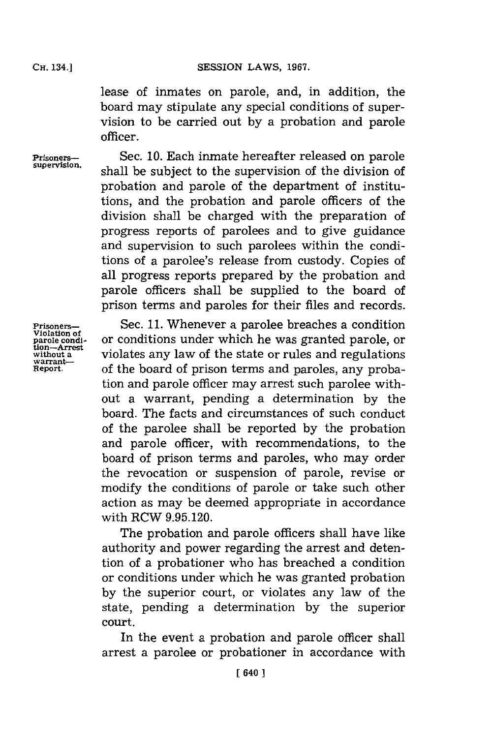lease of inmates on parole, and, in addition, the board may stipulate any special conditions of supervision to be carried out by a probation and parole officer.

Prisoners—supervision.

Sec. 10. Each inmate hereafter released on parole shall be subject to the supervision of the division of probation and parole of the department of institutions, and the probation and parole officers of the division shall be charged with the preparation of progress reports of parolees and to give guidance and supervision to such parolees within the conditions of a parolee's release from custody. Copies of all progress reports prepared by the probation and parole officers shall be supplied to the board of prison terms and paroles for their files and records.

Prisoners—Violation of parole condition—Arrest without a warrant—Report.

Sec. 11. Whenever a parolee breaches a condition or conditions under which he was granted parole, or violates any law of the state or rules and regulations of the board of prison terms and paroles, any probation and parole officer may arrest such parolee without a warrant, pending a determination by the board. The facts and circumstances of such conduct of the parolee shall be reported by the probation and parole officer, with recommendations, to the board of prison terms and paroles, who may order the revocation or suspension of parole, revise or modify the conditions of parole or take such other action as may be deemed appropriate in accordance with RCW 9.95.120.

The probation and parole officers shall have like authority and power regarding the arrest and detention of a probationer who has breached a condition or conditions under which he was granted probation by the superior court, or violates any law of the state, pending a determination by the superior court.

In the event a probation and parole officer shall arrest a parolee or probationer in accordance with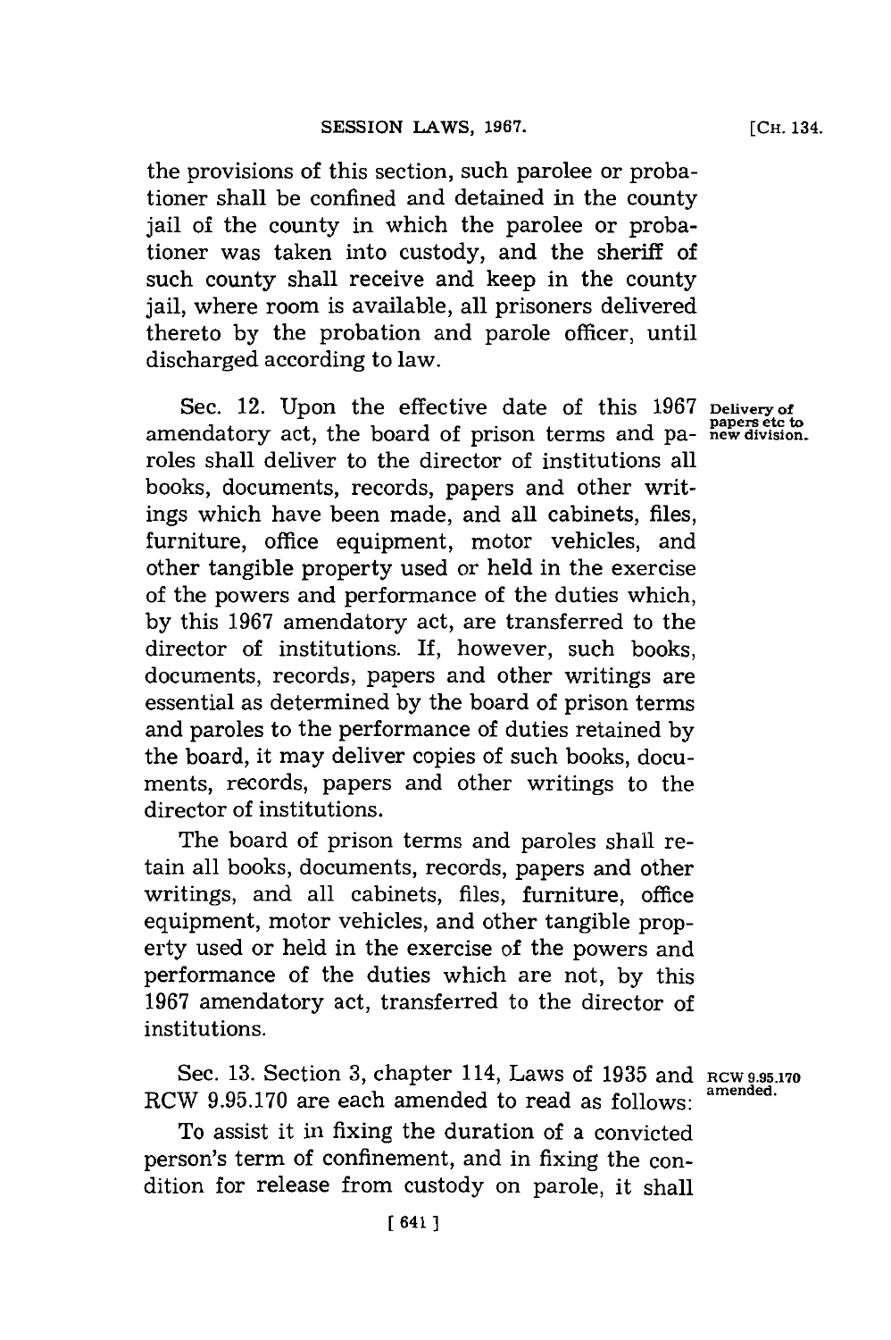the provisions of this section, such parolee or probationer shall be confined and detained in the county jail of the county in which the parolee or probationer was taken into custody, and the sheriff of such county shall receive and keep in the county jail, where room is available, all prisoners delivered thereto by the probation and parole officer, until discharged according to law.

Delivery of papers etc to new division.

Sec. 12. Upon the effective date of this 1967 amendatory act, the board of prison terms and paroles shall deliver to the director of institutions all books, documents, records, papers and other writings which have been made, and all cabinets, files, furniture, office equipment, motor vehicles, and other tangible property used or held in the exercise of the powers and performance of the duties which, by this 1967 amendatory act, are transferred to the director of institutions. If, however, such books, documents, records, papers and other writings are essential as determined by the board of prison terms and paroles to the performance of duties retained by the board, it may deliver copies of such books, documents, records, papers and other writings to the director of institutions.

The board of prison terms and paroles shall retain all books, documents, records, papers and other writings, and all cabinets, files, furniture, office equipment, motor vehicles, and other tangible property used or held in the exercise of the powers and performance of the duties which are not, by this 1967 amendatory act, transferred to the director of institutions.

RCW 9.95.170 amended.

Sec. 13. Section 3, chapter 114, Laws of 1935 and RCW 9.95.170 are each amended to read as follows:

To assist it in fixing the duration of a convicted person's term of confinement, and in fixing the condition for release from custody on parole, it shall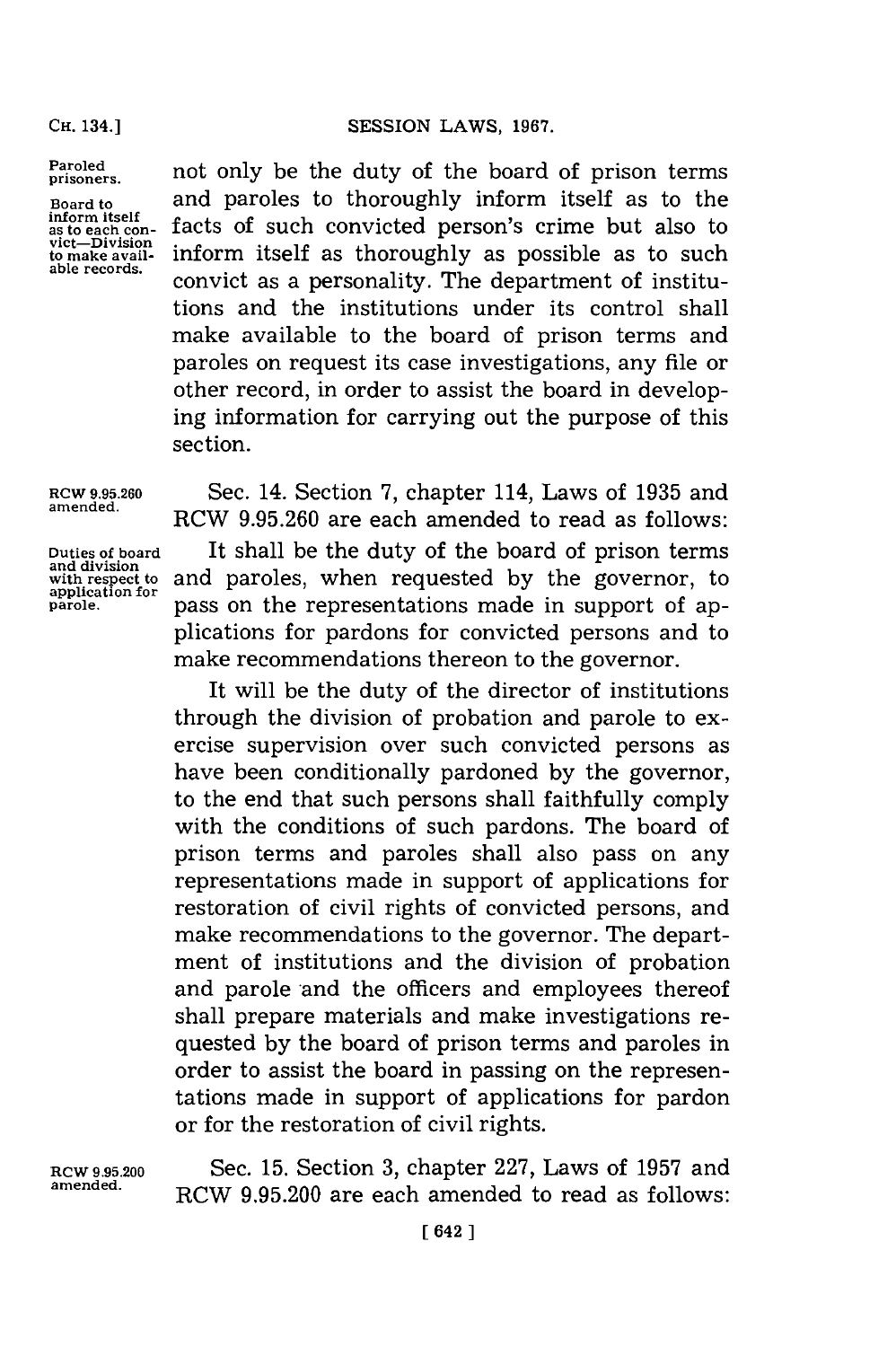not only be the duty of the board of prison terms and paroles to thoroughly inform itself as to the facts of such convicted person's crime but also to inform itself as thoroughly as possible as to such convict as a personality. The department of institutions and the institutions under its control shall make available to the board of prison terms and paroles on request its case investigations, any file or other record, in order to assist the board in developing information for carrying out the purpose of this section.

*Paroled prisoners. Board to inform itself as to each convict—Division to make available records.*

*RCW 9.95.260 amended.*

Sec. 14. Section 7, chapter 114, Laws of 1935 and RCW 9.95.260 are each amended to read as follows:

*Duties of board and division with respect to application for parole.*

It shall be the duty of the board of prison terms and paroles, when requested by the governor, to pass on the representations made in support of applications for pardons for convicted persons and to make recommendations thereon to the governor.

It will be the duty of the director of institutions through the division of probation and parole to exercise supervision over such convicted persons as have been conditionally pardoned by the governor, to the end that such persons shall faithfully comply with the conditions of such pardons. The board of prison terms and paroles shall also pass on any representations made in support of applications for restoration of civil rights of convicted persons, and make recommendations to the governor. The department of institutions and the division of probation and parole and the officers and employees thereof shall prepare materials and make investigations requested by the board of prison terms and paroles in order to assist the board in passing on the representations made in support of applications for pardon or for the restoration of civil rights.

*RCW 9.95.200 amended.*

Sec. 15. Section 3, chapter 227, Laws of 1957 and RCW 9.95.200 are each amended to read as follows: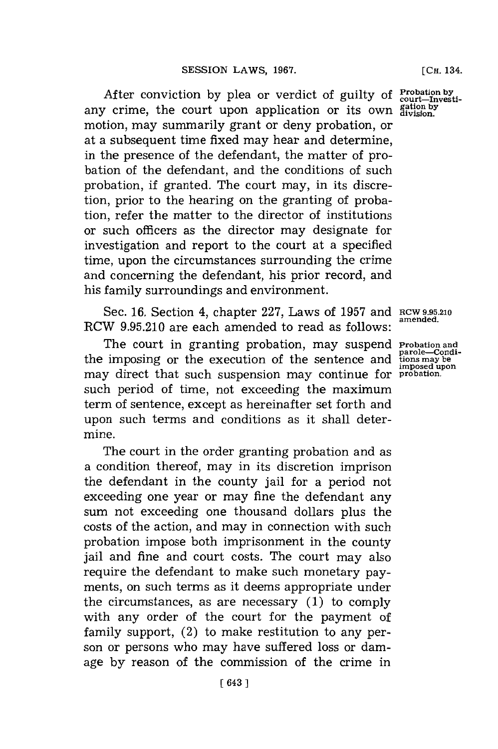After conviction by plea or verdict of guilty of any crime, the court upon application or its own motion, may summarily grant or deny probation, or at a subsequent time fixed may hear and determine, in the presence of the defendant, the matter of probation of the defendant, and the conditions of such probation, if granted. The court may, in its discretion, prior to the hearing on the granting of probation, refer the matter to the director of institutions or such officers as the director may designate for investigation and report to the court at a specified time, upon the circumstances surrounding the crime and concerning the defendant, his prior record, and his family surroundings and environment.

Probation by court—Investigation by division.

Sec. 16. Section 4, chapter 227, Laws of 1957 and RCW 9.95.210 are each amended to read as follows:

RCW 9.95.210 amended.

The court in granting probation, may suspend the imposing or the execution of the sentence and may direct that such suspension may continue for such period of time, not exceeding the maximum term of sentence, except as hereinafter set forth and upon such terms and conditions as it shall determine.

Probation and parole—Conditions may be imposed upon probation.

The court in the order granting probation and as a condition thereof, may in its discretion imprison the defendant in the county jail for a period not exceeding one year or may fine the defendant any sum not exceeding one thousand dollars plus the costs of the action, and may in connection with such probation impose both imprisonment in the county jail and fine and court costs. The court may also require the defendant to make such monetary payments, on such terms as it deems appropriate under the circumstances, as are necessary (1) to comply with any order of the court for the payment of family support, (2) to make restitution to any person or persons who may have suffered loss or damage by reason of the commission of the crime in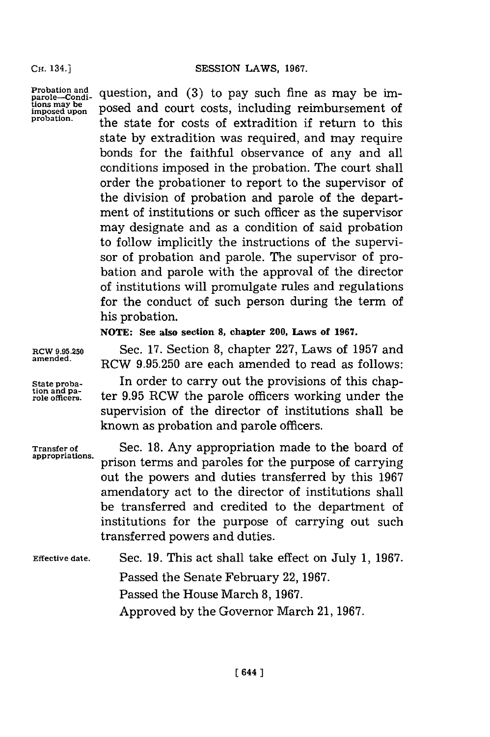question, and (3) to pay such fine as may be imposed and court costs, including reimbursement of the state for costs of extradition if return to this state by extradition was required, and may require bonds for the faithful observance of any and all conditions imposed in the probation. The court shall order the probationer to report to the supervisor of the division of probation and parole of the department of institutions or such officer as the supervisor may designate and as a condition of said probation to follow implicitly the instructions of the supervisor of probation and parole. The supervisor of probation and parole with the approval of the director of institutions will promulgate rules and regulations for the conduct of such person during the term of his probation.

**NOTE: See also section 8, chapter 200, Laws of 1967.**

Sec. 17. Section 8, chapter 227, Laws of 1957 and RCW 9.95.250 are each amended to read as follows:

In order to carry out the provisions of this chapter 9.95 RCW the parole officers working under the supervision of the director of institutions shall be known as probation and parole officers.

Sec. 18. Any appropriation made to the board of prison terms and paroles for the purpose of carrying out the powers and duties transferred by this 1967 amendatory act to the director of institutions shall be transferred and credited to the department of institutions for the purpose of carrying out such transferred powers and duties.

Sec. 19. This act shall take effect on July 1, 1967.

Passed the Senate February 22, 1967.

Passed the House March 8, 1967.

Approved by the Governor March 21, 1967.